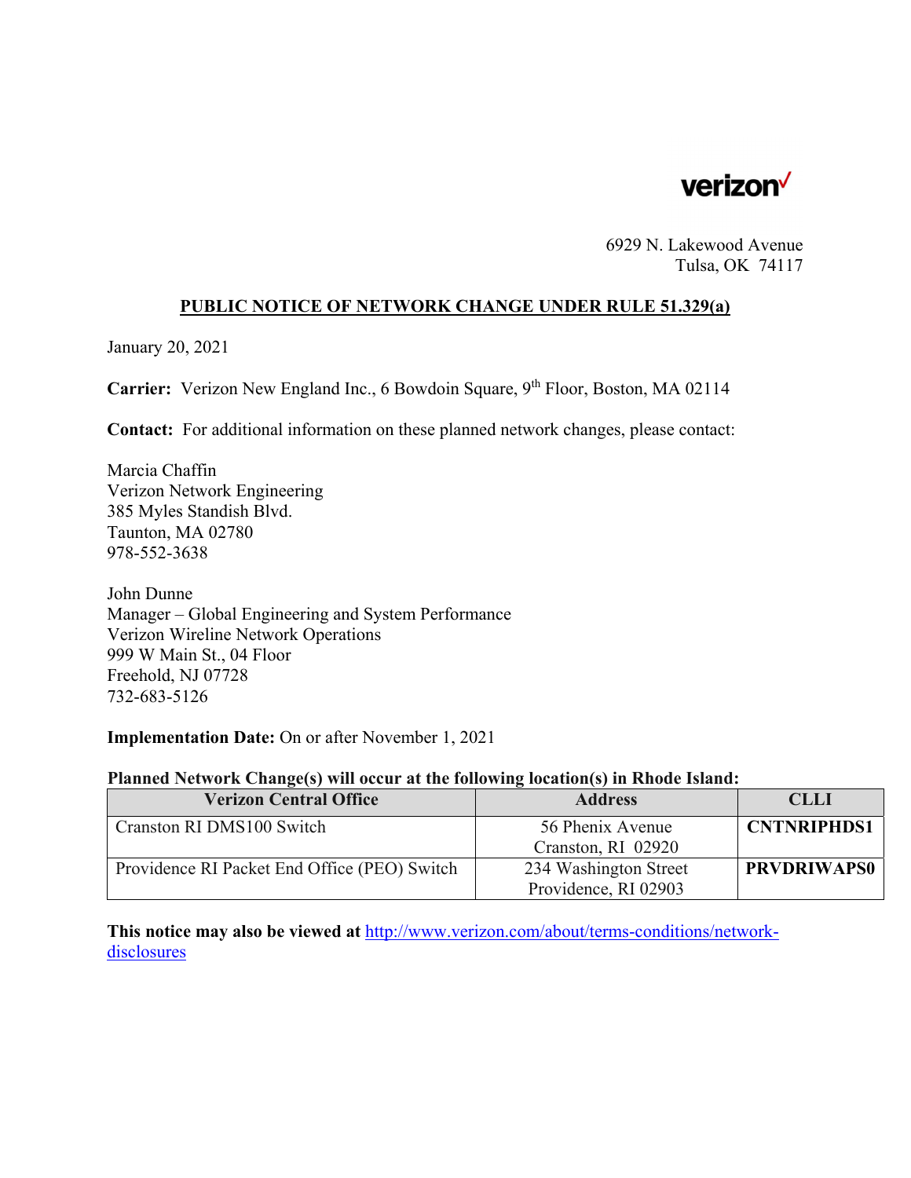verizon

6929 N. Lakewood Avenue
Tulsa, OK 74117

## PUBLIC NOTICE OF NETWORK CHANGE UNDER RULE 51.329(a)

January 20, 2021

**Carrier:** Verizon New England Inc., 6 Bowdoin Square, 9th Floor, Boston, MA 02114

**Contact:** For additional information on these planned network changes, please contact:

Marcia Chaffin
Verizon Network Engineering
385 Myles Standish Blvd.
Taunton, MA 02780
978-552-3638

John Dunne
Manager – Global Engineering and System Performance
Verizon Wireline Network Operations
999 W Main St., 04 Floor
Freehold, NJ 07728
732-683-5126

**Implementation Date:** On or after November 1, 2021

**Planned Network Change(s) will occur at the following location(s) in Rhode Island:**

| Verizon Central Office | Address | CLLI |
| --- | --- | --- |
| Cranston RI DMS100 Switch | 56 Phenix Avenue Cranston, RI 02920 | **CNTNRIPHDS1** |
| Providence RI Packet End Office (PEO) Switch | 234 Washington Street Providence, RI 02903 | **PRVDRIWAPS0** |

**This notice may also be viewed at** http://www.verizon.com/about/terms-conditions/network-disclosures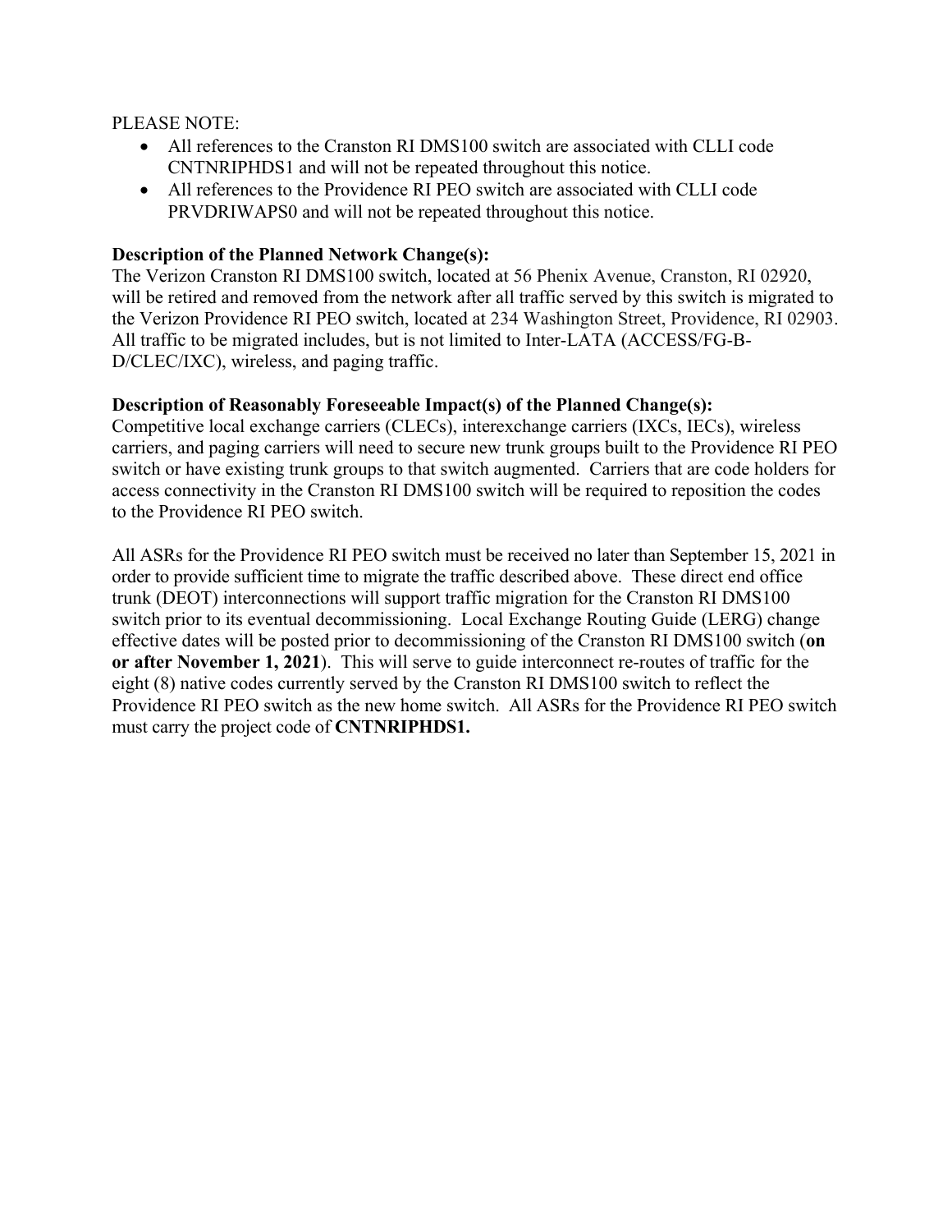PLEASE NOTE:

- All references to the Cranston RI DMS100 switch are associated with CLLI code CNTNRIPHDS1 and will not be repeated throughout this notice.
- All references to the Providence RI PEO switch are associated with CLLI code PRVDRIWAPS0 and will not be repeated throughout this notice.

**Description of the Planned Network Change(s):**

The Verizon Cranston RI DMS100 switch, located at 56 Phenix Avenue, Cranston, RI 02920, will be retired and removed from the network after all traffic served by this switch is migrated to the Verizon Providence RI PEO switch, located at 234 Washington Street, Providence, RI 02903. All traffic to be migrated includes, but is not limited to Inter-LATA (ACCESS/FG-B-D/CLEC/IXC), wireless, and paging traffic.

**Description of Reasonably Foreseeable Impact(s) of the Planned Change(s):**

Competitive local exchange carriers (CLECs), interexchange carriers (IXCs, IECs), wireless carriers, and paging carriers will need to secure new trunk groups built to the Providence RI PEO switch or have existing trunk groups to that switch augmented. Carriers that are code holders for access connectivity in the Cranston RI DMS100 switch will be required to reposition the codes to the Providence RI PEO switch.

All ASRs for the Providence RI PEO switch must be received no later than September 15, 2021 in order to provide sufficient time to migrate the traffic described above. These direct end office trunk (DEOT) interconnections will support traffic migration for the Cranston RI DMS100 switch prior to its eventual decommissioning. Local Exchange Routing Guide (LERG) change effective dates will be posted prior to decommissioning of the Cranston RI DMS100 switch (**on or after November 1, 2021**). This will serve to guide interconnect re-routes of traffic for the eight (8) native codes currently served by the Cranston RI DMS100 switch to reflect the Providence RI PEO switch as the new home switch. All ASRs for the Providence RI PEO switch must carry the project code of **CNTNRIPHDS1.**